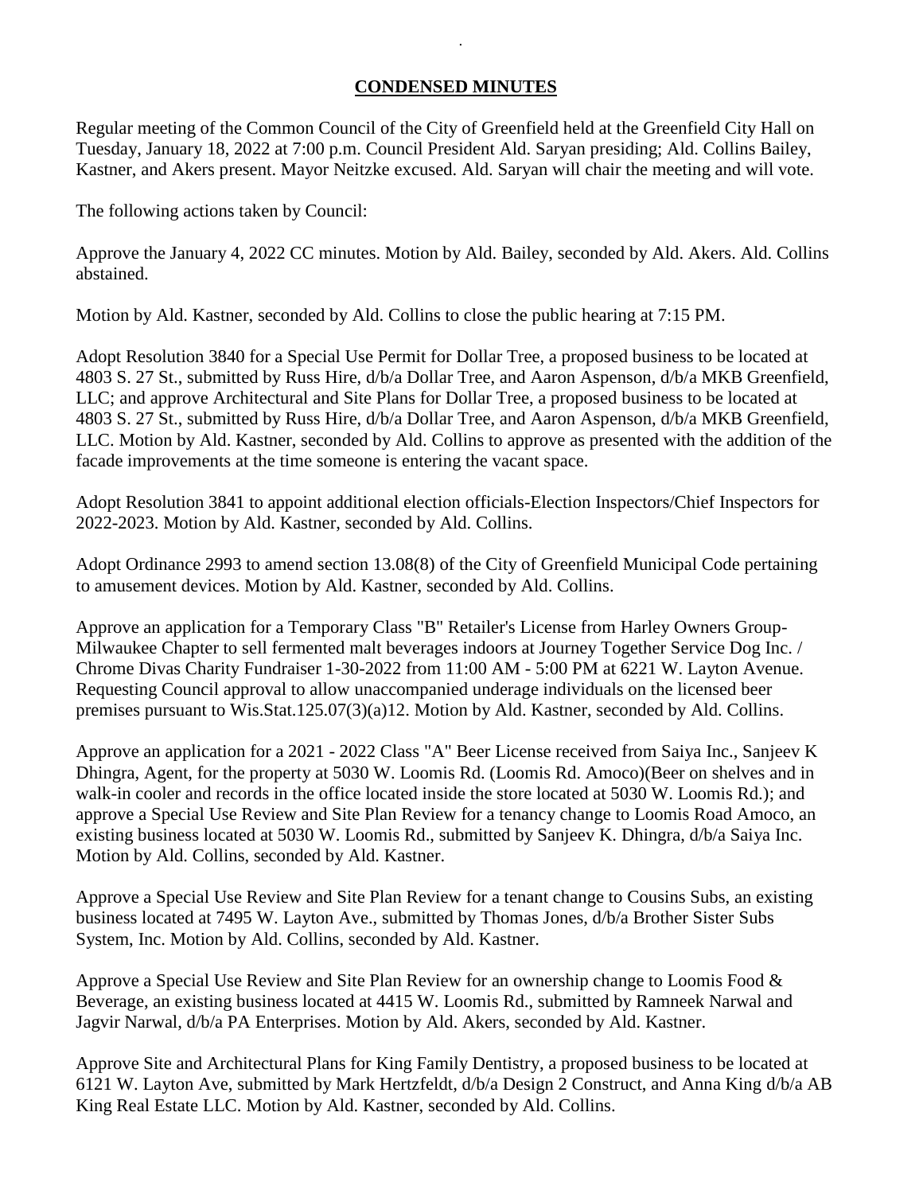# CONDENSED MINUTES

Regular meeting of the Common Council of the City of Greenfield held at the Greenfield City Hall on Tuesday, January 18, 2022 at 7:00 p.m. Council President Ald. Saryan presiding; Ald. Collins Bailey, Kastner, and Akers present. Mayor Neitzke excused. Ald. Saryan will chair the meeting and will vote.

The following actions taken by Council:

Approve the January 4, 2022 CC minutes. Motion by Ald. Bailey, seconded by Ald. Akers. Ald. Collins abstained.

Motion by Ald. Kastner, seconded by Ald. Collins to close the public hearing at 7:15 PM.

Adopt Resolution 3840 for a Special Use Permit for Dollar Tree, a proposed business to be located at 4803 S. 27 St., submitted by Russ Hire, d/b/a Dollar Tree, and Aaron Aspenson, d/b/a MKB Greenfield, LLC; and approve Architectural and Site Plans for Dollar Tree, a proposed business to be located at 4803 S. 27 St., submitted by Russ Hire, d/b/a Dollar Tree, and Aaron Aspenson, d/b/a MKB Greenfield, LLC. Motion by Ald. Kastner, seconded by Ald. Collins to approve as presented with the addition of the facade improvements at the time someone is entering the vacant space.

Adopt Resolution 3841 to appoint additional election officials-Election Inspectors/Chief Inspectors for 2022-2023. Motion by Ald. Kastner, seconded by Ald. Collins.

Adopt Ordinance 2993 to amend section 13.08(8) of the City of Greenfield Municipal Code pertaining to amusement devices. Motion by Ald. Kastner, seconded by Ald. Collins.

Approve an application for a Temporary Class "B" Retailer's License from Harley Owners Group-Milwaukee Chapter to sell fermented malt beverages indoors at Journey Together Service Dog Inc. / Chrome Divas Charity Fundraiser 1-30-2022 from 11:00 AM - 5:00 PM at 6221 W. Layton Avenue. Requesting Council approval to allow unaccompanied underage individuals on the licensed beer premises pursuant to Wis.Stat.125.07(3)(a)12. Motion by Ald. Kastner, seconded by Ald. Collins.

Approve an application for a 2021 - 2022 Class "A" Beer License received from Saiya Inc., Sanjeev K Dhingra, Agent, for the property at 5030 W. Loomis Rd. (Loomis Rd. Amoco)(Beer on shelves and in walk-in cooler and records in the office located inside the store located at 5030 W. Loomis Rd.); and approve a Special Use Review and Site Plan Review for a tenancy change to Loomis Road Amoco, an existing business located at 5030 W. Loomis Rd., submitted by Sanjeev K. Dhingra, d/b/a Saiya Inc. Motion by Ald. Collins, seconded by Ald. Kastner.

Approve a Special Use Review and Site Plan Review for a tenant change to Cousins Subs, an existing business located at 7495 W. Layton Ave., submitted by Thomas Jones, d/b/a Brother Sister Subs System, Inc. Motion by Ald. Collins, seconded by Ald. Kastner.

Approve a Special Use Review and Site Plan Review for an ownership change to Loomis Food & Beverage, an existing business located at 4415 W. Loomis Rd., submitted by Ramneek Narwal and Jagvir Narwal, d/b/a PA Enterprises. Motion by Ald. Akers, seconded by Ald. Kastner.

Approve Site and Architectural Plans for King Family Dentistry, a proposed business to be located at 6121 W. Layton Ave, submitted by Mark Hertzfeldt, d/b/a Design 2 Construct, and Anna King d/b/a AB King Real Estate LLC. Motion by Ald. Kastner, seconded by Ald. Collins.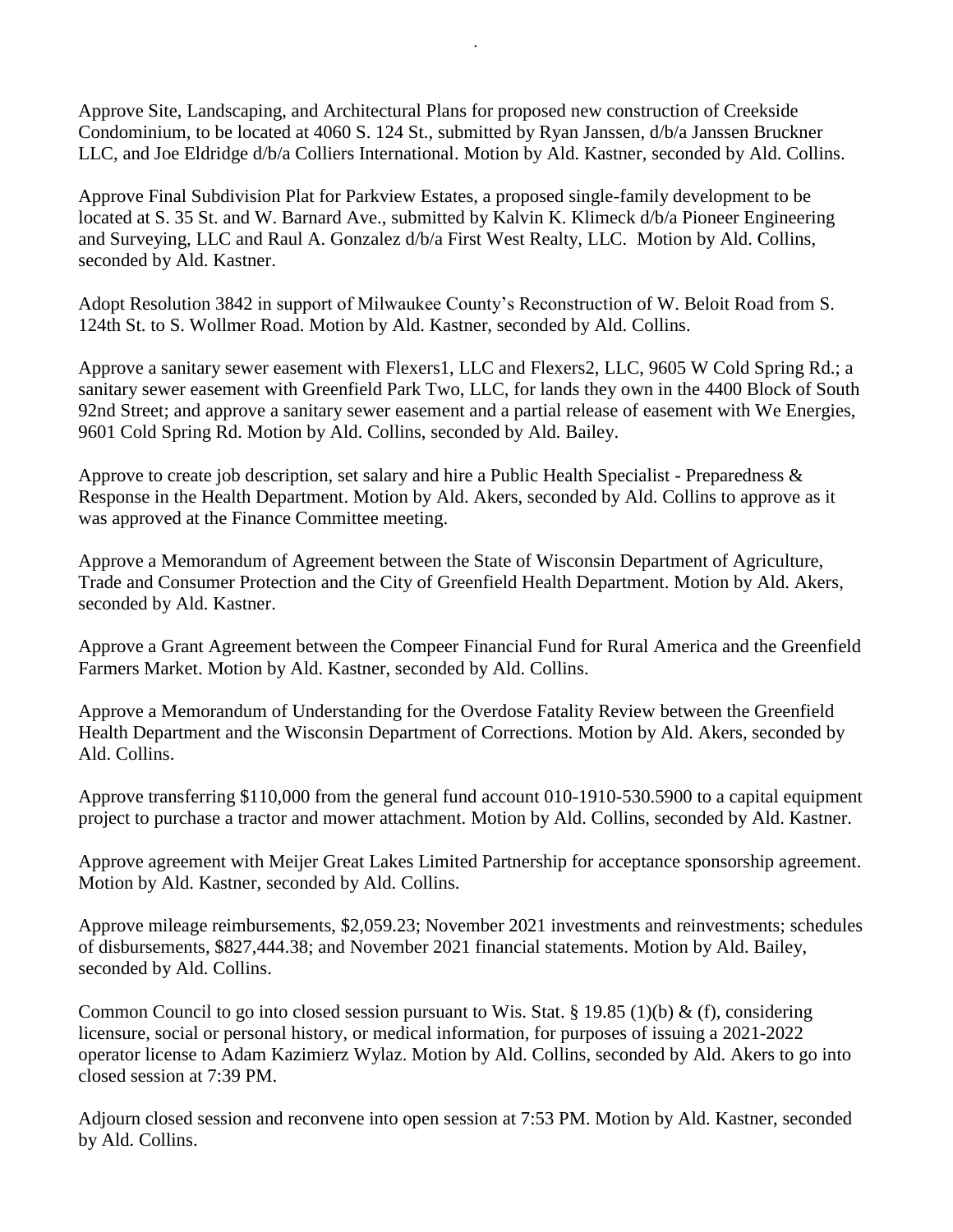Approve Site, Landscaping, and Architectural Plans for proposed new construction of Creekside Condominium, to be located at 4060 S. 124 St., submitted by Ryan Janssen, d/b/a Janssen Bruckner LLC, and Joe Eldridge d/b/a Colliers International. Motion by Ald. Kastner, seconded by Ald. Collins.

Approve Final Subdivision Plat for Parkview Estates, a proposed single-family development to be located at S. 35 St. and W. Barnard Ave., submitted by Kalvin K. Klimeck d/b/a Pioneer Engineering and Surveying, LLC and Raul A. Gonzalez d/b/a First West Realty, LLC. Motion by Ald. Collins, seconded by Ald. Kastner.

Adopt Resolution 3842 in support of Milwaukee County's Reconstruction of W. Beloit Road from S. 124th St. to S. Wollmer Road. Motion by Ald. Kastner, seconded by Ald. Collins.

Approve a sanitary sewer easement with Flexers1, LLC and Flexers2, LLC, 9605 W Cold Spring Rd.; a sanitary sewer easement with Greenfield Park Two, LLC, for lands they own in the 4400 Block of South 92nd Street; and approve a sanitary sewer easement and a partial release of easement with We Energies, 9601 Cold Spring Rd. Motion by Ald. Collins, seconded by Ald. Bailey.

Approve to create job description, set salary and hire a Public Health Specialist - Preparedness & Response in the Health Department. Motion by Ald. Akers, seconded by Ald. Collins to approve as it was approved at the Finance Committee meeting.

Approve a Memorandum of Agreement between the State of Wisconsin Department of Agriculture, Trade and Consumer Protection and the City of Greenfield Health Department. Motion by Ald. Akers, seconded by Ald. Kastner.

Approve a Grant Agreement between the Compeer Financial Fund for Rural America and the Greenfield Farmers Market. Motion by Ald. Kastner, seconded by Ald. Collins.

Approve a Memorandum of Understanding for the Overdose Fatality Review between the Greenfield Health Department and the Wisconsin Department of Corrections. Motion by Ald. Akers, seconded by Ald. Collins.

Approve transferring $110,000 from the general fund account 010-1910-530.5900 to a capital equipment project to purchase a tractor and mower attachment. Motion by Ald. Collins, seconded by Ald. Kastner.

Approve agreement with Meijer Great Lakes Limited Partnership for acceptance sponsorship agreement. Motion by Ald. Kastner, seconded by Ald. Collins.

Approve mileage reimbursements, $2,059.23; November 2021 investments and reinvestments; schedules of disbursements, $827,444.38; and November 2021 financial statements. Motion by Ald. Bailey, seconded by Ald. Collins.

Common Council to go into closed session pursuant to Wis. Stat. § 19.85 (1)(b) & (f), considering licensure, social or personal history, or medical information, for purposes of issuing a 2021-2022 operator license to Adam Kazimierz Wylaz. Motion by Ald. Collins, seconded by Ald. Akers to go into closed session at 7:39 PM.

Adjourn closed session and reconvene into open session at 7:53 PM. Motion by Ald. Kastner, seconded by Ald. Collins.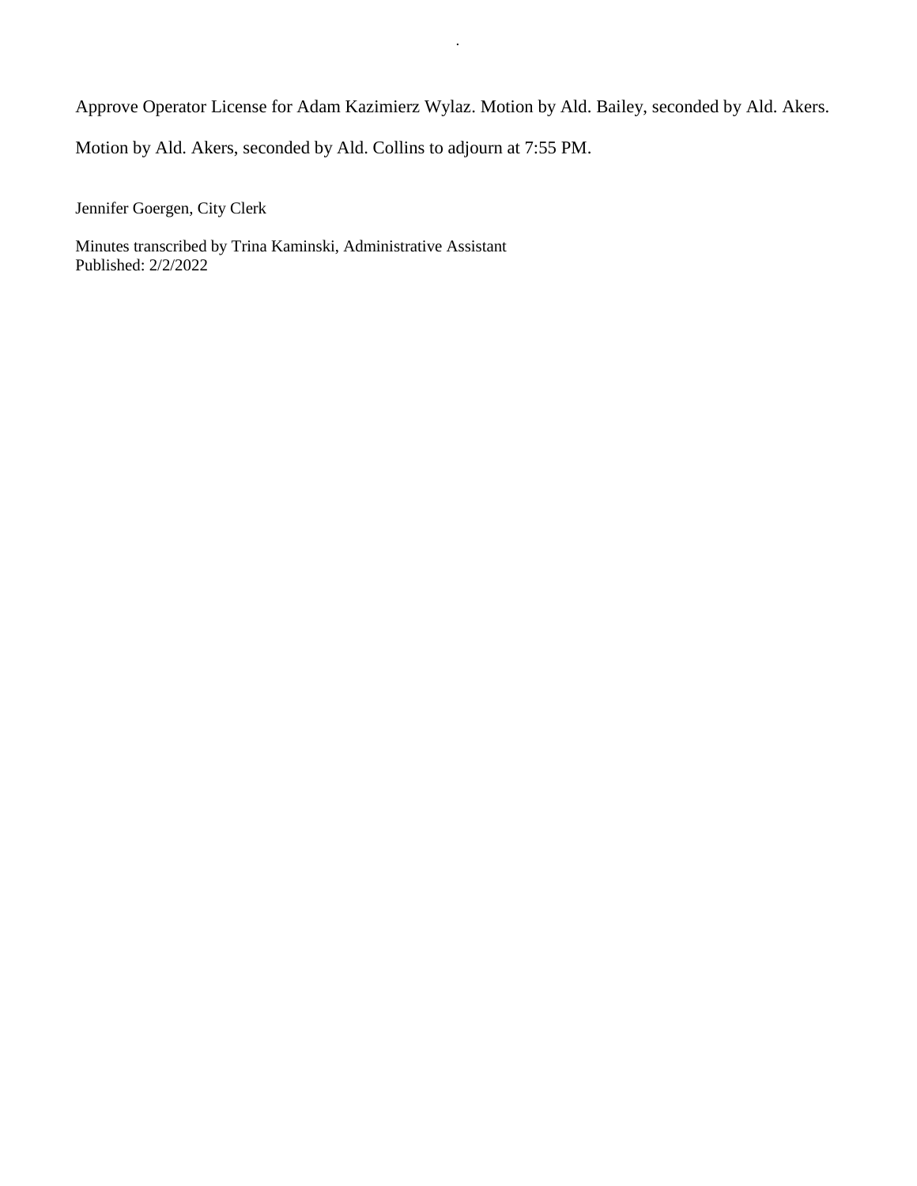Approve Operator License for Adam Kazimierz Wylaz. Motion by Ald. Bailey, seconded by Ald. Akers.

Motion by Ald. Akers, seconded by Ald. Collins to adjourn at 7:55 PM.

Jennifer Goergen, City Clerk

Minutes transcribed by Trina Kaminski, Administrative Assistant
Published: 2/2/2022